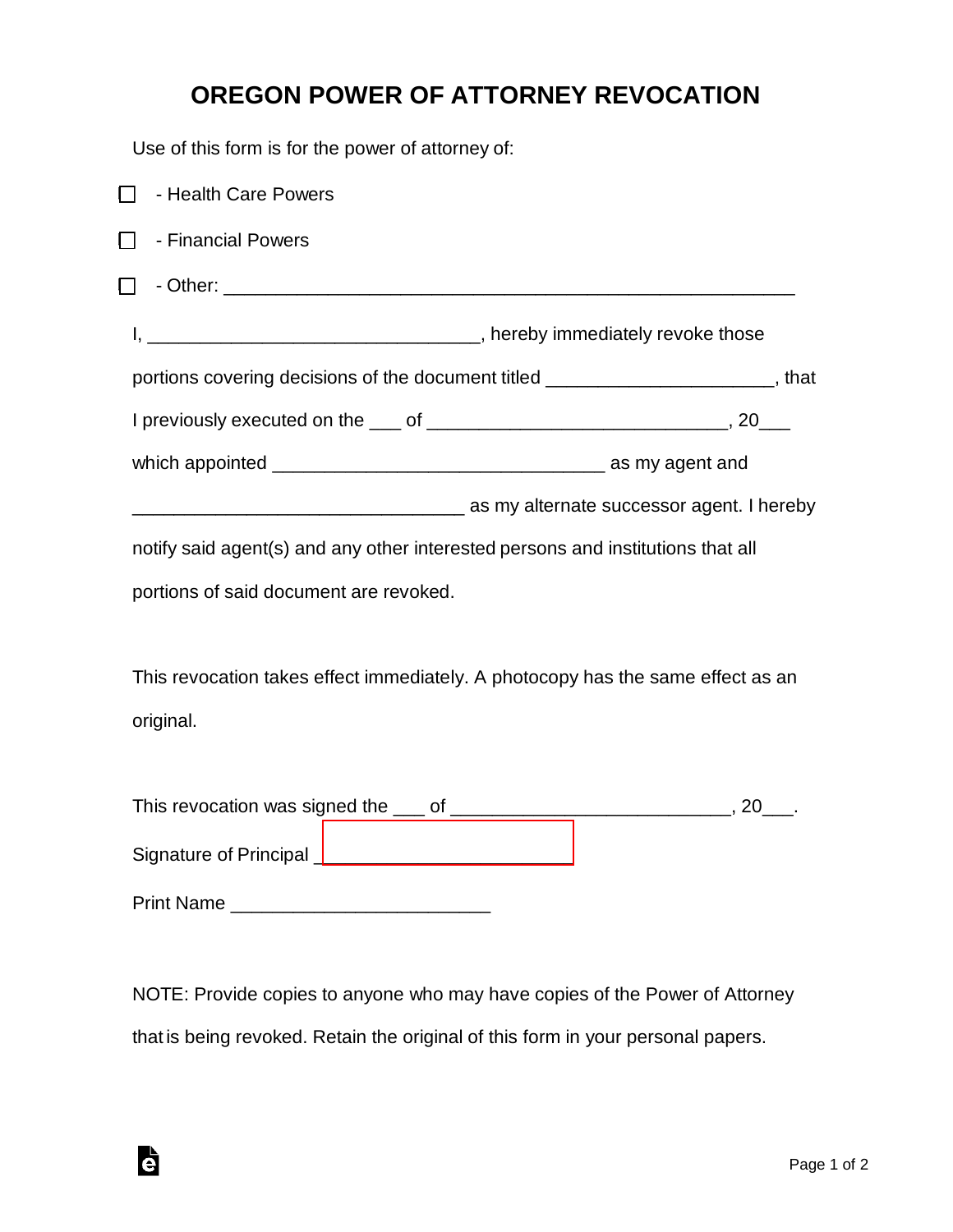# OREGON POWER OF ATTORNEY REVOCATION

Use of this form is for the power of attorney of:

☐ - Health Care Powers

☐ - Financial Powers

☐ - Other: _______________________________________________________

I, ________________________________, hereby immediately revoke those portions covering decisions of the document titled ______________________, that I previously executed on the ___ of _____________________________, 20___ which appointed ________________________________ as my agent and ________________________________ as my alternate successor agent. I hereby notify said agent(s) and any other interested persons and institutions that all portions of said document are revoked.

This revocation takes effect immediately. A photocopy has the same effect as an original.

This revocation was signed the ___ of ___________________________, 20___.

Signature of Principal ________________________

Print Name _________________________

NOTE: Provide copies to anyone who may have copies of the Power of Attorney that is being revoked. Retain the original of this form in your personal papers.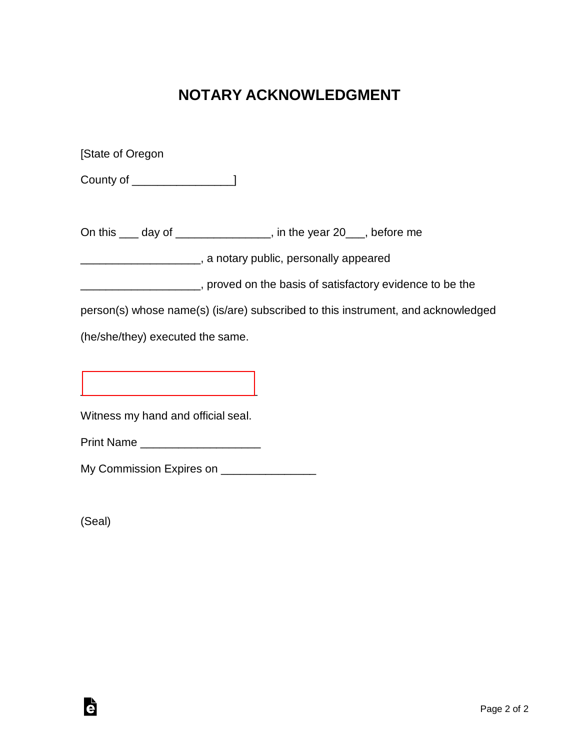# NOTARY ACKNOWLEDGMENT

[State of Oregon

County of ________________]

On this ___ day of _______________, in the year 20___, before me ___________________, a notary public, personally appeared ___________________, proved on the basis of satisfactory evidence to be the person(s) whose name(s) (is/are) subscribed to this instrument, and acknowledged (he/she/they) executed the same.

_____________________________

Witness my hand and official seal.

Print Name ___________________

My Commission Expires on _______________

(Seal)